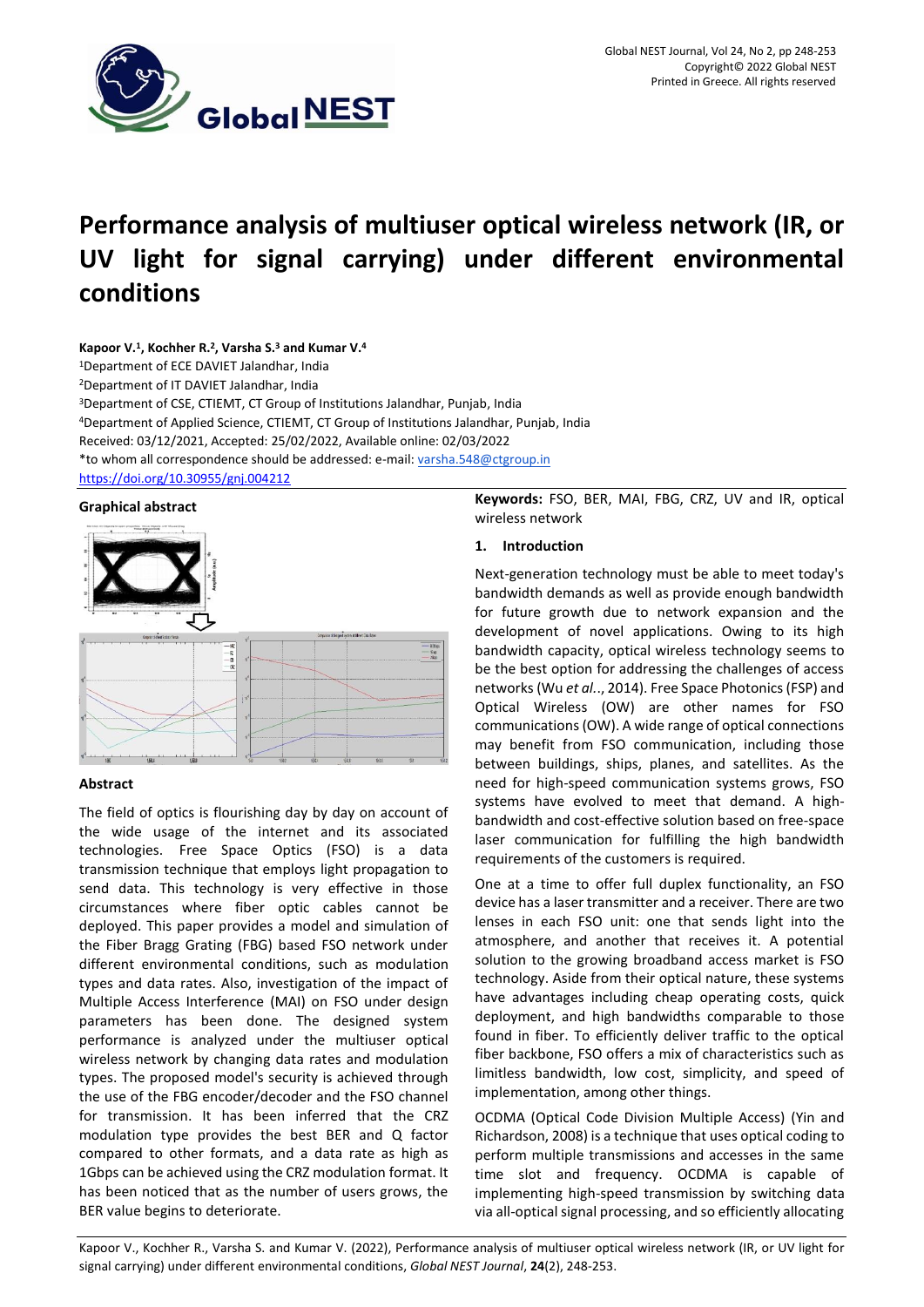# Performance analysis of multiuser optical wireless network (IR, or UV light for signal carrying) under different environmental conditions

**Kapoor V.[1], Kochher R.[2], Varsha S.[3] and Kumar V.[4]**

[1]Department of ECE DAVIET Jalandhar, India

[2]Department of IT DAVIET Jalandhar, India

[3]Department of CSE, CTIEMT, CT Group of Institutions Jalandhar, Punjab, India

[4]Department of Applied Science, CTIEMT, CT Group of Institutions Jalandhar, Punjab, India

Received: 03/12/2021, Accepted: 25/02/2022, Available online: 02/03/2022

*to whom all correspondence should be addressed: e-mail: varsha.548@ctgroup.in

https://doi.org/10.30955/gnj.004212

## Graphical abstract

## Abstract

The field of optics is flourishing day by day on account of the wide usage of the internet and its associated technologies. Free Space Optics (FSO) is a data transmission technique that employs light propagation to send data. This technology is very effective in those circumstances where fiber optic cables cannot be deployed. This paper provides a model and simulation of the Fiber Bragg Grating (FBG) based FSO network under different environmental conditions, such as modulation types and data rates. Also, investigation of the impact of Multiple Access Interference (MAI) on FSO under design parameters has been done. The designed system performance is analyzed under the multiuser optical wireless network by changing data rates and modulation types. The proposed model's security is achieved through the use of the FBG encoder/decoder and the FSO channel for transmission. It has been inferred that the CRZ modulation type provides the best BER and Q factor compared to other formats, and a data rate as high as 1Gbps can be achieved using the CRZ modulation format. It has been noticed that as the number of users grows, the BER value begins to deteriorate.

**Keywords:** FSO, BER, MAI, FBG, CRZ, UV and IR, optical wireless network

## 1. Introduction

Next-generation technology must be able to meet today's bandwidth demands as well as provide enough bandwidth for future growth due to network expansion and the development of novel applications. Owing to its high bandwidth capacity, optical wireless technology seems to be the best option for addressing the challenges of access networks (Wu *et al.*., 2014). Free Space Photonics (FSP) and Optical Wireless (OW) are other names for FSO communications (OW). A wide range of optical connections may benefit from FSO communication, including those between buildings, ships, planes, and satellites. As the need for high-speed communication systems grows, FSO systems have evolved to meet that demand. A high-bandwidth and cost-effective solution based on free-space laser communication for fulfilling the high bandwidth requirements of the customers is required.

One at a time to offer full duplex functionality, an FSO device has a laser transmitter and a receiver. There are two lenses in each FSO unit: one that sends light into the atmosphere, and another that receives it. A potential solution to the growing broadband access market is FSO technology. Aside from their optical nature, these systems have advantages including cheap operating costs, quick deployment, and high bandwidths comparable to those found in fiber. To efficiently deliver traffic to the optical fiber backbone, FSO offers a mix of characteristics such as limitless bandwidth, low cost, simplicity, and speed of implementation, among other things.

OCDMA (Optical Code Division Multiple Access) (Yin and Richardson, 2008) is a technique that uses optical coding to perform multiple transmissions and accesses in the same time slot and frequency. OCDMA is capable of implementing high-speed transmission by switching data via all-optical signal processing, and so efficiently allocating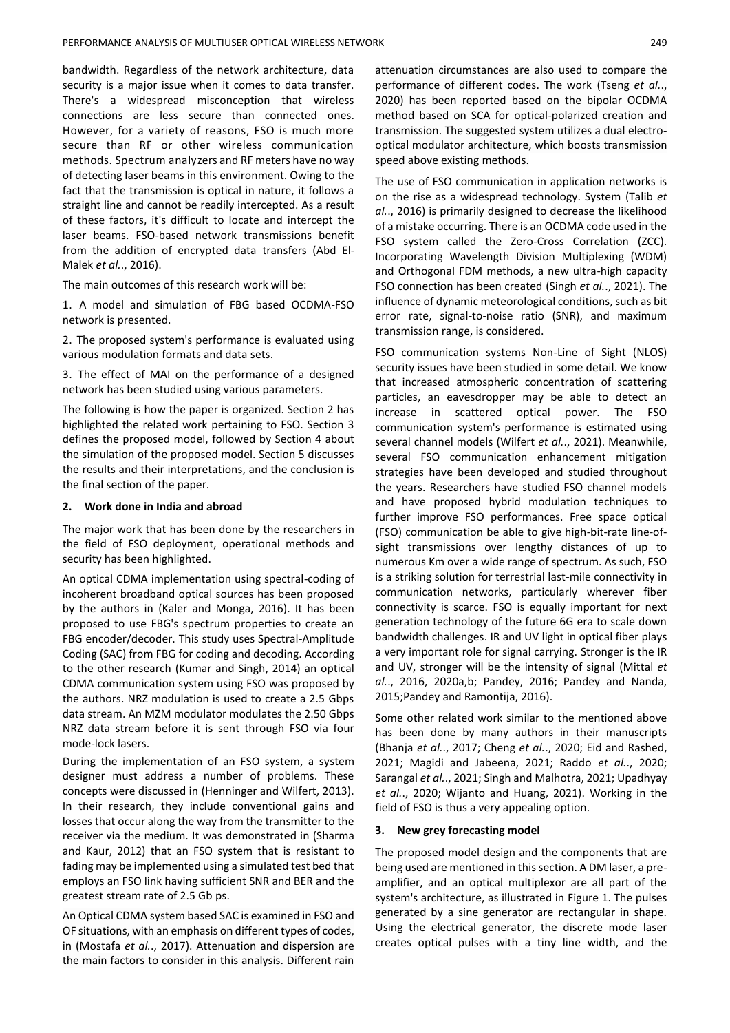bandwidth. Regardless of the network architecture, data security is a major issue when it comes to data transfer. There's a widespread misconception that wireless connections are less secure than connected ones. However, for a variety of reasons, FSO is much more secure than RF or other wireless communication methods. Spectrum analyzers and RF meters have no way of detecting laser beams in this environment. Owing to the fact that the transmission is optical in nature, it follows a straight line and cannot be readily intercepted. As a result of these factors, it's difficult to locate and intercept the laser beams. FSO-based network transmissions benefit from the addition of encrypted data transfers (Abd El-Malek *et al..*, 2016).

The main outcomes of this research work will be:

1. A model and simulation of FBG based OCDMA-FSO network is presented.

2. The proposed system's performance is evaluated using various modulation formats and data sets.

3. The effect of MAI on the performance of a designed network has been studied using various parameters.

The following is how the paper is organized. Section 2 has highlighted the related work pertaining to FSO. Section 3 defines the proposed model, followed by Section 4 about the simulation of the proposed model. Section 5 discusses the results and their interpretations, and the conclusion is the final section of the paper.

## 2. Work done in India and abroad

The major work that has been done by the researchers in the field of FSO deployment, operational methods and security has been highlighted.

An optical CDMA implementation using spectral-coding of incoherent broadband optical sources has been proposed by the authors in (Kaler and Monga, 2016). It has been proposed to use FBG's spectrum properties to create an FBG encoder/decoder. This study uses Spectral-Amplitude Coding (SAC) from FBG for coding and decoding. According to the other research (Kumar and Singh, 2014) an optical CDMA communication system using FSO was proposed by the authors. NRZ modulation is used to create a 2.5 Gbps data stream. An MZM modulator modulates the 2.50 Gbps NRZ data stream before it is sent through FSO via four mode-lock lasers.

During the implementation of an FSO system, a system designer must address a number of problems. These concepts were discussed in (Henninger and Wilfert, 2013). In their research, they include conventional gains and losses that occur along the way from the transmitter to the receiver via the medium. It was demonstrated in (Sharma and Kaur, 2012) that an FSO system that is resistant to fading may be implemented using a simulated test bed that employs an FSO link having sufficient SNR and BER and the greatest stream rate of 2.5 Gb ps.

An Optical CDMA system based SAC is examined in FSO and OF situations, with an emphasis on different types of codes, in (Mostafa *et al..*, 2017). Attenuation and dispersion are the main factors to consider in this analysis. Different rain attenuation circumstances are also used to compare the performance of different codes. The work (Tseng *et al..*, 2020) has been reported based on the bipolar OCDMA method based on SCA for optical-polarized creation and transmission. The suggested system utilizes a dual electro-optical modulator architecture, which boosts transmission speed above existing methods.

The use of FSO communication in application networks is on the rise as a widespread technology. System (Talib *et al..*, 2016) is primarily designed to decrease the likelihood of a mistake occurring. There is an OCDMA code used in the FSO system called the Zero-Cross Correlation (ZCC). Incorporating Wavelength Division Multiplexing (WDM) and Orthogonal FDM methods, a new ultra-high capacity FSO connection has been created (Singh *et al..*, 2021). The influence of dynamic meteorological conditions, such as bit error rate, signal-to-noise ratio (SNR), and maximum transmission range, is considered.

FSO communication systems Non-Line of Sight (NLOS) security issues have been studied in some detail. We know that increased atmospheric concentration of scattering particles, an eavesdropper may be able to detect an increase in scattered optical power. The FSO communication system's performance is estimated using several channel models (Wilfert *et al..*, 2021). Meanwhile, several FSO communication enhancement mitigation strategies have been developed and studied throughout the years. Researchers have studied FSO channel models and have proposed hybrid modulation techniques to further improve FSO performances. Free space optical (FSO) communication be able to give high-bit-rate line-of-sight transmissions over lengthy distances of up to numerous Km over a wide range of spectrum. As such, FSO is a striking solution for terrestrial last-mile connectivity in communication networks, particularly wherever fiber connectivity is scarce. FSO is equally important for next generation technology of the future 6G era to scale down bandwidth challenges. IR and UV light in optical fiber plays a very important role for signal carrying. Stronger is the IR and UV, stronger will be the intensity of signal (Mittal *et al..*, 2016, 2020a,b; Pandey, 2016; Pandey and Nanda, 2015;Pandey and Ramontija, 2016).

Some other related work similar to the mentioned above has been done by many authors in their manuscripts (Bhanja *et al..*, 2017; Cheng *et al..*, 2020; Eid and Rashed, 2021; Magidi and Jabeena, 2021; Raddo *et al..*, 2020; Sarangal *et al..*, 2021; Singh and Malhotra, 2021; Upadhyay *et al..*, 2020; Wijanto and Huang, 2021). Working in the field of FSO is thus a very appealing option.

## 3. New grey forecasting model

The proposed model design and the components that are being used are mentioned in this section. A DM laser, a pre-amplifier, and an optical multiplexor are all part of the system's architecture, as illustrated in Figure 1. The pulses generated by a sine generator are rectangular in shape. Using the electrical generator, the discrete mode laser creates optical pulses with a tiny line width, and the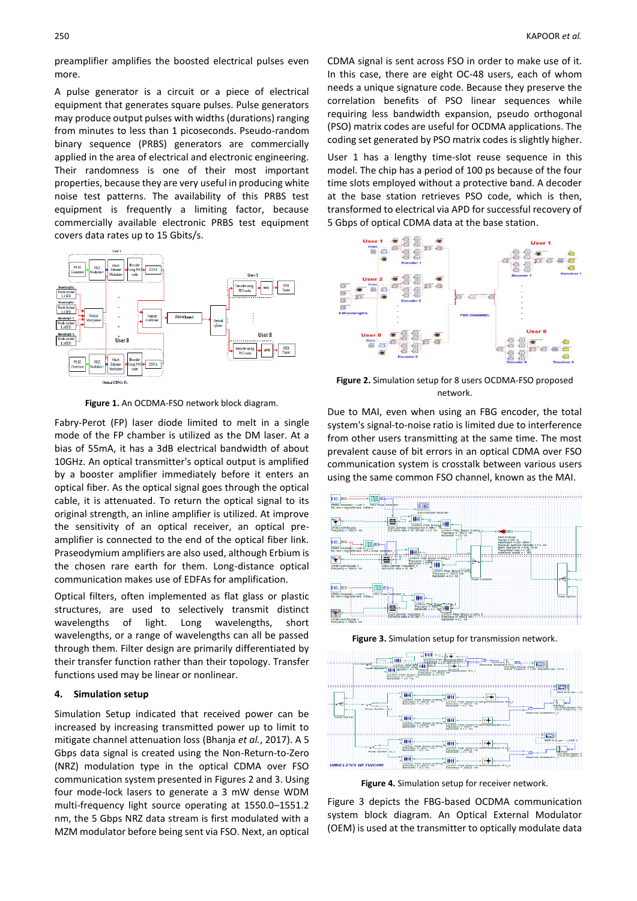preamplifier amplifies the boosted electrical pulses even more.

A pulse generator is a circuit or a piece of electrical equipment that generates square pulses. Pulse generators may produce output pulses with widths (durations) ranging from minutes to less than 1 picoseconds. Pseudo-random binary sequence (PRBS) generators are commercially applied in the area of electrical and electronic engineering. Their randomness is one of their most important properties, because they are very useful in producing white noise test patterns. The availability of this PRBS test equipment is frequently a limiting factor, because commercially available electronic PRBS test equipment covers data rates up to 15 Gbits/s.

**Figure 1.** An OCDMA-FSO network block diagram.

Fabry-Perot (FP) laser diode limited to melt in a single mode of the FP chamber is utilized as the DM laser. At a bias of 55mA, it has a 3dB electrical bandwidth of about 10GHz. An optical transmitter's optical output is amplified by a booster amplifier immediately before it enters an optical fiber. As the optical signal goes through the optical cable, it is attenuated. To return the optical signal to its original strength, an inline amplifier is utilized. At improve the sensitivity of an optical receiver, an optical pre-amplifier is connected to the end of the optical fiber link. Praseodymium amplifiers are also used, although Erbium is the chosen rare earth for them. Long-distance optical communication makes use of EDFAs for amplification.

Optical filters, often implemented as flat glass or plastic structures, are used to selectively transmit distinct wavelengths of light. Long wavelengths, short wavelengths, or a range of wavelengths can all be passed through them. Filter design are primarily differentiated by their transfer function rather than their topology. Transfer functions used may be linear or nonlinear.

## 4. Simulation setup

Simulation Setup indicated that received power can be increased by increasing transmitted power up to limit to mitigate channel attenuation loss (Bhanja *et al.*, 2017). A 5 Gbps data signal is created using the Non-Return-to-Zero (NRZ) modulation type in the optical CDMA over FSO communication system presented in Figures 2 and 3. Using four mode-lock lasers to generate a 3 mW dense WDM multi-frequency light source operating at 1550.0–1551.2 nm, the 5 Gbps NRZ data stream is first modulated with a MZM modulator before being sent via FSO. Next, an optical CDMA signal is sent across FSO in order to make use of it. In this case, there are eight OC-48 users, each of whom needs a unique signature code. Because they preserve the correlation benefits of PSO linear sequences while requiring less bandwidth expansion, pseudo orthogonal (PSO) matrix codes are useful for OCDMA applications. The coding set generated by PSO matrix codes is slightly higher.

User 1 has a lengthy time-slot reuse sequence in this model. The chip has a period of 100 ps because of the four time slots employed without a protective band. A decoder at the base station retrieves PSO code, which is then, transformed to electrical via APD for successful recovery of 5 Gbps of optical CDMA data at the base station.

**Figure 2.** Simulation setup for 8 users OCDMA-FSO proposed network.

Due to MAI, even when using an FBG encoder, the total system's signal-to-noise ratio is limited due to interference from other users transmitting at the same time. The most prevalent cause of bit errors in an optical CDMA over FSO communication system is crosstalk between various users using the same common FSO channel, known as the MAI.

**Figure 3.** Simulation setup for transmission network.

**Figure 4.** Simulation setup for receiver network.

Figure 3 depicts the FBG-based OCDMA communication system block diagram. An Optical External Modulator (OEM) is used at the transmitter to optically modulate data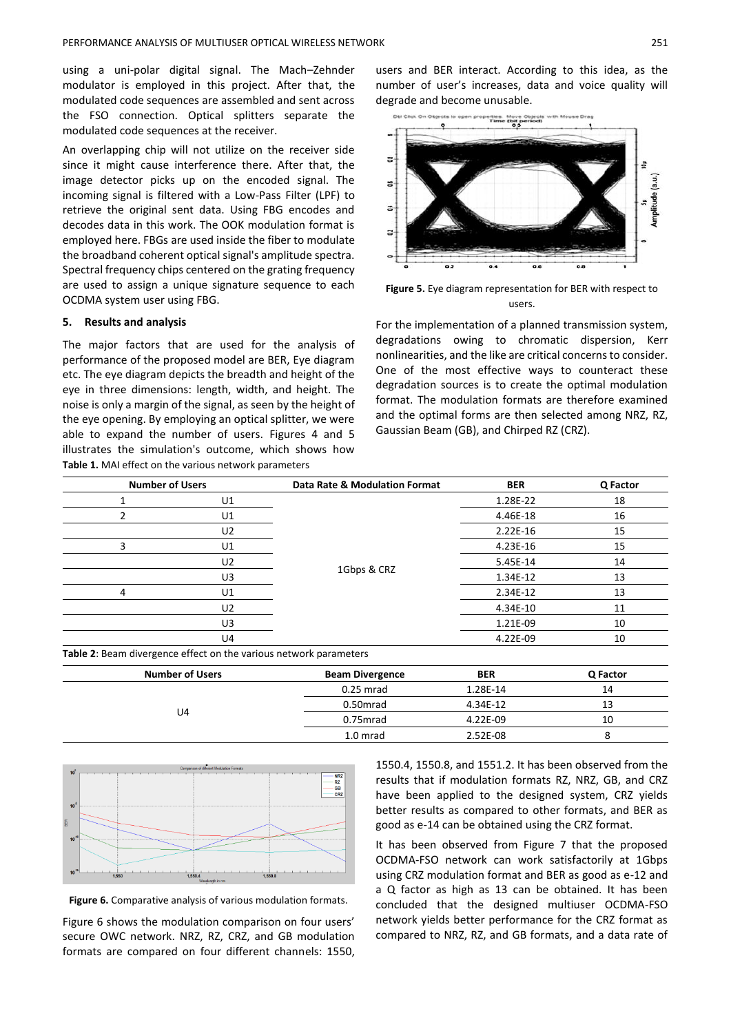using a uni-polar digital signal. The Mach–Zehnder modulator is employed in this project. After that, the modulated code sequences are assembled and sent across the FSO connection. Optical splitters separate the modulated code sequences at the receiver.

An overlapping chip will not utilize on the receiver side since it might cause interference there. After that, the image detector picks up on the encoded signal. The incoming signal is filtered with a Low-Pass Filter (LPF) to retrieve the original sent data. Using FBG encodes and decodes data in this work. The OOK modulation format is employed here. FBGs are used inside the fiber to modulate the broadband coherent optical signal's amplitude spectra. Spectral frequency chips centered on the grating frequency are used to assign a unique signature sequence to each OCDMA system user using FBG.

## 5. Results and analysis

The major factors that are used for the analysis of performance of the proposed model are BER, Eye diagram etc. The eye diagram depicts the breadth and height of the eye in three dimensions: length, width, and height. The noise is only a margin of the signal, as seen by the height of the eye opening. By employing an optical splitter, we were able to expand the number of users. Figures 4 and 5 illustrates the simulation's outcome, which shows how users and BER interact. According to this idea, as the number of user's increases, data and voice quality will degrade and become unusable.

**Figure 5.** Eye diagram representation for BER with respect to users.

For the implementation of a planned transmission system, degradations owing to chromatic dispersion, Kerr nonlinearities, and the like are critical concerns to consider. One of the most effective ways to counteract these degradation sources is to create the optimal modulation format. The modulation formats are therefore examined and the optimal forms are then selected among NRZ, RZ, Gaussian Beam (GB), and Chirped RZ (CRZ).

**Table 1.** MAI effect on the various network parameters

| Number of Users | | Data Rate & Modulation Format | BER | Q Factor |
|---|---|---|---|---|
| 1 | U1 | 1Gbps & CRZ | 1.28E-22 | 18 |
| 2 | U1 | | 4.46E-18 | 16 |
| | U2 | | 2.22E-16 | 15 |
| 3 | U1 | | 4.23E-16 | 15 |
| | U2 | | 5.45E-14 | 14 |
| | U3 | | 1.34E-12 | 13 |
| 4 | U1 | | 2.34E-12 | 13 |
| | U2 | | 4.34E-10 | 11 |
| | U3 | | 1.21E-09 | 10 |
| | U4 | | 4.22E-09 | 10 |

**Table 2**: Beam divergence effect on the various network parameters

| Number of Users | Beam Divergence | BER | Q Factor |
|---|---|---|---|
| U4 | 0.25 mrad | 1.28E-14 | 14 |
| | 0.50mrad | 4.34E-12 | 13 |
| | 0.75mrad | 4.22E-09 | 10 |
| | 1.0 mrad | 2.52E-08 | 8 |

**Figure 6.** Comparative analysis of various modulation formats.

Figure 6 shows the modulation comparison on four users' secure OWC network. NRZ, RZ, CRZ, and GB modulation formats are compared on four different channels: 1550, 1550.4, 1550.8, and 1551.2. It has been observed from the results that if modulation formats RZ, NRZ, GB, and CRZ have been applied to the designed system, CRZ yields better results as compared to other formats, and BER as good as e-14 can be obtained using the CRZ format.

It has been observed from Figure 7 that the proposed OCDMA-FSO network can work satisfactorily at 1Gbps using CRZ modulation format and BER as good as e-12 and a Q factor as high as 13 can be obtained. It has been concluded that the designed multiuser OCDMA-FSO network yields better performance for the CRZ format as compared to NRZ, RZ, and GB formats, and a data rate of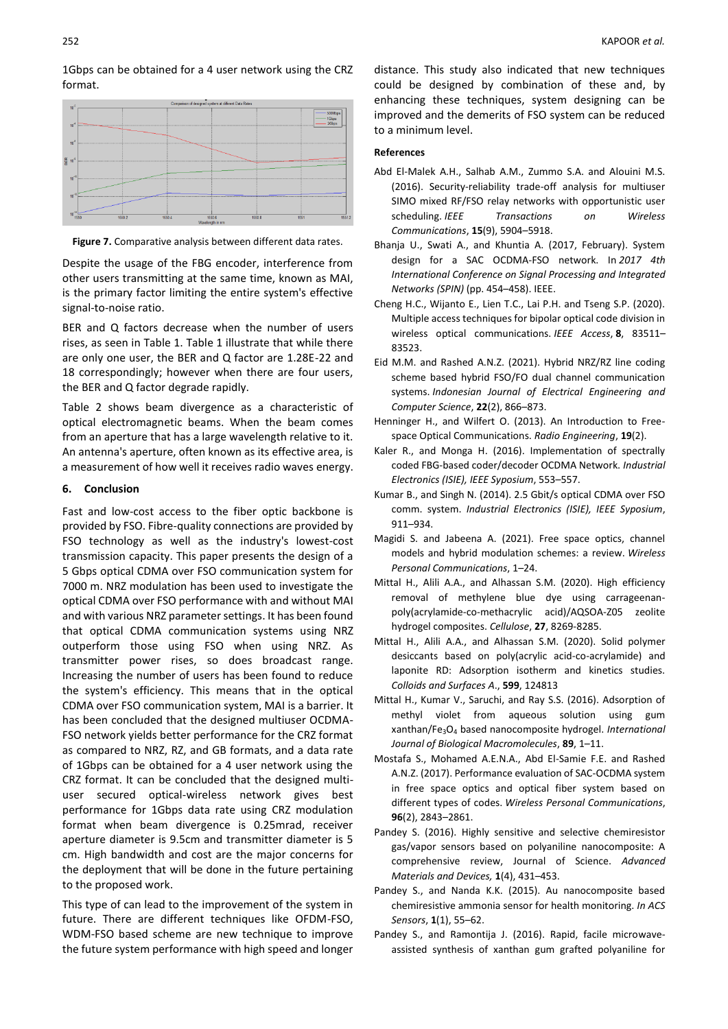1Gbps can be obtained for a 4 user network using the CRZ format.

**Figure 7.** Comparative analysis between different data rates.

Despite the usage of the FBG encoder, interference from other users transmitting at the same time, known as MAI, is the primary factor limiting the entire system's effective signal-to-noise ratio.

BER and Q factors decrease when the number of users rises, as seen in Table 1. Table 1 illustrate that while there are only one user, the BER and Q factor are 1.28E-22 and 18 correspondingly; however when there are four users, the BER and Q factor degrade rapidly.

Table 2 shows beam divergence as a characteristic of optical electromagnetic beams. When the beam comes from an aperture that has a large wavelength relative to it. An antenna's aperture, often known as its effective area, is a measurement of how well it receives radio waves energy.

## 6. Conclusion

Fast and low-cost access to the fiber optic backbone is provided by FSO. Fibre-quality connections are provided by FSO technology as well as the industry's lowest-cost transmission capacity. This paper presents the design of a 5 Gbps optical CDMA over FSO communication system for 7000 m. NRZ modulation has been used to investigate the optical CDMA over FSO performance with and without MAI and with various NRZ parameter settings. It has been found that optical CDMA communication systems using NRZ outperform those using FSO when using NRZ. As transmitter power rises, so does broadcast range. Increasing the number of users has been found to reduce the system's efficiency. This means that in the optical CDMA over FSO communication system, MAI is a barrier. It has been concluded that the designed multiuser OCDMA-FSO network yields better performance for the CRZ format as compared to NRZ, RZ, and GB formats, and a data rate of 1Gbps can be obtained for a 4 user network using the CRZ format. It can be concluded that the designed multi-user secured optical-wireless network gives best performance for 1Gbps data rate using CRZ modulation format when beam divergence is 0.25mrad, receiver aperture diameter is 9.5cm and transmitter diameter is 5 cm. High bandwidth and cost are the major concerns for the deployment that will be done in the future pertaining to the proposed work.

This type of can lead to the improvement of the system in future. There are different techniques like OFDM-FSO, WDM-FSO based scheme are new technique to improve the future system performance with high speed and longer distance. This study also indicated that new techniques could be designed by combination of these and, by enhancing these techniques, system designing can be improved and the demerits of FSO system can be reduced to a minimum level.

### References

Abd El-Malek A.H., Salhab A.M., Zummo S.A. and Alouini M.S. (2016). Security-reliability trade-off analysis for multiuser SIMO mixed RF/FSO relay networks with opportunistic user scheduling. *IEEE Transactions on Wireless Communications*, **15**(9), 5904–5918.

Bhanja U., Swati A., and Khuntia A. (2017, February). System design for a SAC OCDMA-FSO network. In *2017 4th International Conference on Signal Processing and Integrated Networks (SPIN)* (pp. 454–458). IEEE.

Cheng H.C., Wijanto E., Lien T.C., Lai P.H. and Tseng S.P. (2020). Multiple access techniques for bipolar optical code division in wireless optical communications. *IEEE Access*, **8**, 83511–83523.

Eid M.M. and Rashed A.N.Z. (2021). Hybrid NRZ/RZ line coding scheme based hybrid FSO/FO dual channel communication systems. *Indonesian Journal of Electrical Engineering and Computer Science*, **22**(2), 866–873.

Henninger H., and Wilfert O. (2013). An Introduction to Free-space Optical Communications. *Radio Engineering*, **19**(2).

Kaler R., and Monga H. (2016). Implementation of spectrally coded FBG-based coder/decoder OCDMA Network. *Industrial Electronics (ISIE), IEEE Syposium*, 553–557.

Kumar B., and Singh N. (2014). 2.5 Gbit/s optical CDMA over FSO comm. system. *Industrial Electronics (ISIE), IEEE Syposium*, 911–934.

Magidi S. and Jabeena A. (2021). Free space optics, channel models and hybrid modulation schemes: a review. *Wireless Personal Communications*, 1–24.

Mittal H., Alili A.A., and Alhassan S.M. (2020). High efficiency removal of methylene blue dye using carrageenan-poly(acrylamide-co-methacrylic acid)/AQSOA-Z05 zeolite hydrogel composites. *Cellulose*, **27**, 8269-8285.

Mittal H., Alili A.A., and Alhassan S.M. (2020). Solid polymer desiccants based on poly(acrylic acid-co-acrylamide) and laponite RD: Adsorption isotherm and kinetics studies. *Colloids and Surfaces A*., **599**, 124813

Mittal H., Kumar V., Saruchi, and Ray S.S. (2016). Adsorption of methyl violet from aqueous solution using gum xanthan/$Fe_3O_4$ based nanocomposite hydrogel. *International Journal of Biological Macromolecules*, **89**, 1–11.

Mostafa S., Mohamed A.E.N.A., Abd El-Samie F.E. and Rashed A.N.Z. (2017). Performance evaluation of SAC-OCDMA system in free space optics and optical fiber system based on different types of codes. *Wireless Personal Communications*, **96**(2), 2843–2861.

Pandey S. (2016). Highly sensitive and selective chemiresistor gas/vapor sensors based on polyaniline nanocomposite: A comprehensive review, Journal of Science. *Advanced Materials and Devices,* **1**(4), 431–453.

Pandey S., and Nanda K.K. (2015). Au nanocomposite based chemiresistive ammonia sensor for health monitoring. *In ACS Sensors*, **1**(1), 55–62.

Pandey S., and Ramontija J. (2016). Rapid, facile microwave-assisted synthesis of xanthan gum grafted polyaniline for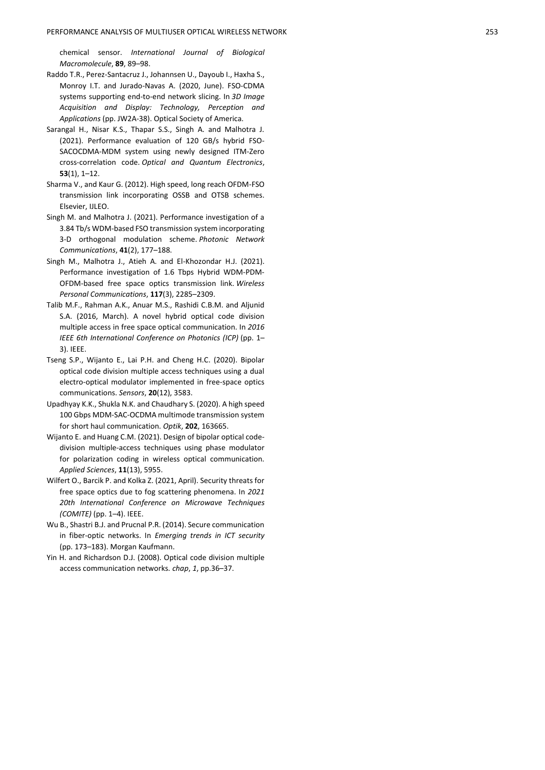chemical sensor. *International Journal of Biological Macromolecule*, **89**, 89–98.

Raddo T.R., Perez-Santacruz J., Johannsen U., Dayoub I., Haxha S., Monroy I.T. and Jurado-Navas A. (2020, June). FSO-CDMA systems supporting end-to-end network slicing. In *3D Image Acquisition and Display: Technology, Perception and Applications* (pp. JW2A-38). Optical Society of America.

Sarangal H., Nisar K.S., Thapar S.S., Singh A. and Malhotra J. (2021). Performance evaluation of 120 GB/s hybrid FSO-SACOCDMA-MDM system using newly designed ITM-Zero cross-correlation code. *Optical and Quantum Electronics*, **53**(1), 1–12.

Sharma V., and Kaur G. (2012). High speed, long reach OFDM-FSO transmission link incorporating OSSB and OTSB schemes. Elsevier, IJLEO.

Singh M. and Malhotra J. (2021). Performance investigation of a 3.84 Tb/s WDM-based FSO transmission system incorporating 3-D orthogonal modulation scheme. *Photonic Network Communications*, **41**(2), 177–188.

Singh M., Malhotra J., Atieh A. and El-Khozondar H.J. (2021). Performance investigation of 1.6 Tbps Hybrid WDM-PDM-OFDM-based free space optics transmission link. *Wireless Personal Communications*, **117**(3), 2285–2309.

Talib M.F., Rahman A.K., Anuar M.S., Rashidi C.B.M. and Aljunid S.A. (2016, March). A novel hybrid optical code division multiple access in free space optical communication. In *2016 IEEE 6th International Conference on Photonics (ICP)* (pp. 1–3). IEEE.

Tseng S.P., Wijanto E., Lai P.H. and Cheng H.C. (2020). Bipolar optical code division multiple access techniques using a dual electro-optical modulator implemented in free-space optics communications. *Sensors*, **20**(12), 3583.

Upadhyay K.K., Shukla N.K. and Chaudhary S. (2020). A high speed 100 Gbps MDM-SAC-OCDMA multimode transmission system for short haul communication. *Optik*, **202**, 163665.

Wijanto E. and Huang C.M. (2021). Design of bipolar optical code-division multiple-access techniques using phase modulator for polarization coding in wireless optical communication. *Applied Sciences*, **11**(13), 5955.

Wilfert O., Barcik P. and Kolka Z. (2021, April). Security threats for free space optics due to fog scattering phenomena. In *2021 20th International Conference on Microwave Techniques (COMITE)* (pp. 1–4). IEEE.

Wu B., Shastri B.J. and Prucnal P.R. (2014). Secure communication in fiber-optic networks. In *Emerging trends in ICT security* (pp. 173–183). Morgan Kaufmann.

Yin H. and Richardson D.J. (2008). Optical code division multiple access communication networks. *chap*, *1*, pp.36–37.